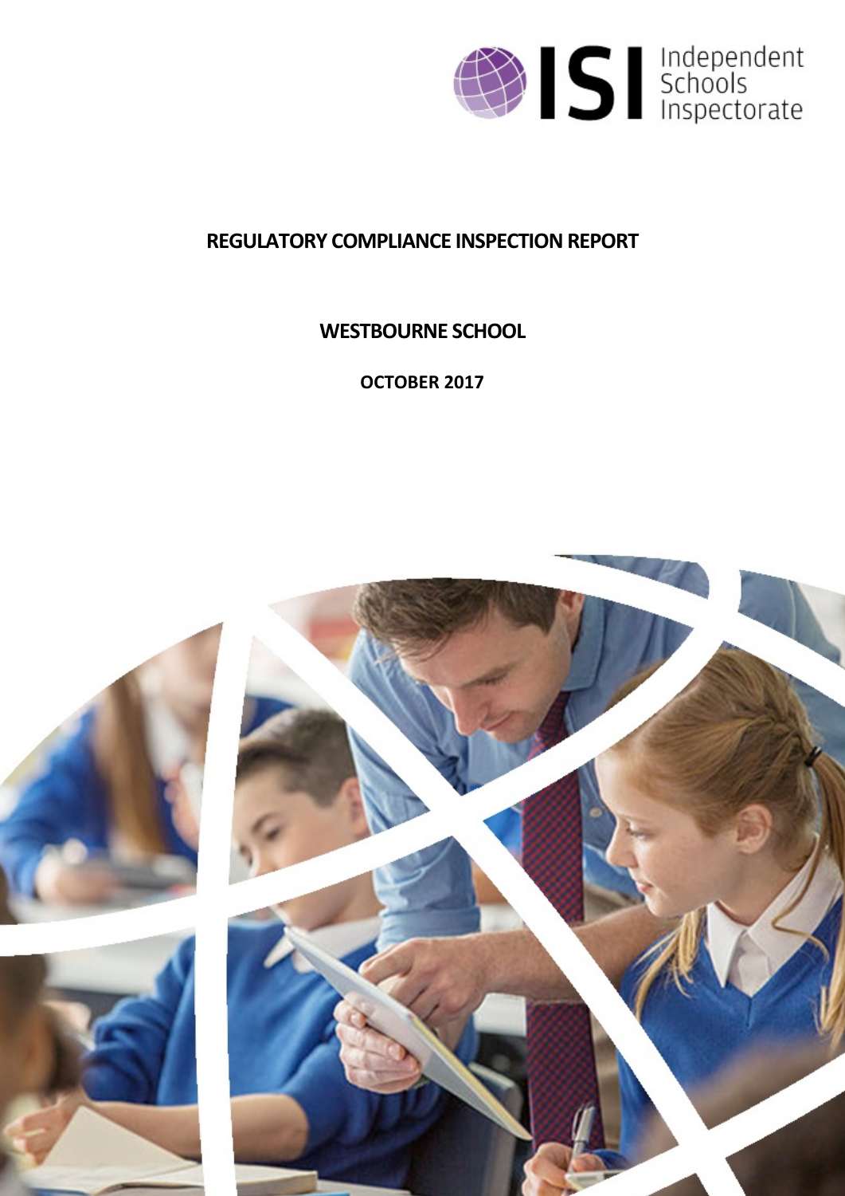Independent Schools Inspectorate

# REGULATORY COMPLIANCE INSPECTION REPORT

## WESTBOURNE SCHOOL

**OCTOBER 2017**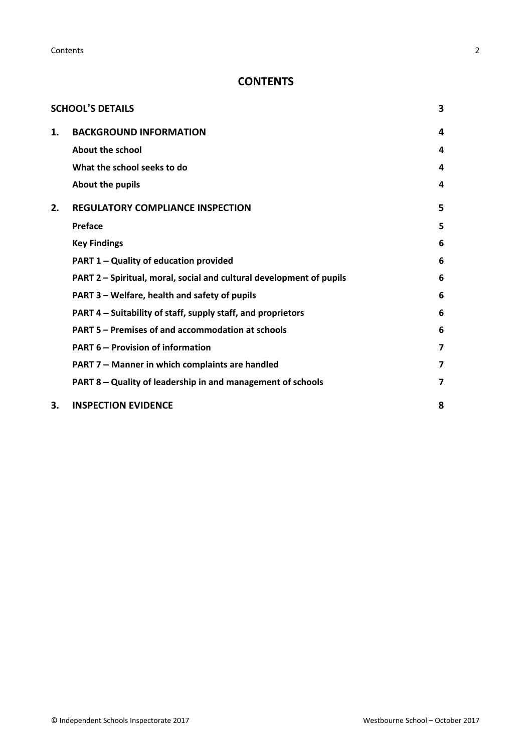# CONTENTS

| | | |
|---|---|---|
| **SCHOOL'S DETAILS** | | **3** |
| **1.** | **BACKGROUND INFORMATION** | **4** |
| | **About the school** | **4** |
| | **What the school seeks to do** | **4** |
| | **About the pupils** | **4** |
| **2.** | **REGULATORY COMPLIANCE INSPECTION** | **5** |
| | **Preface** | **5** |
| | **Key Findings** | **6** |
| | **PART 1 – Quality of education provided** | **6** |
| | **PART 2 – Spiritual, moral, social and cultural development of pupils** | **6** |
| | **PART 3 – Welfare, health and safety of pupils** | **6** |
| | **PART 4 – Suitability of staff, supply staff, and proprietors** | **6** |
| | **PART 5 – Premises of and accommodation at schools** | **6** |
| | **PART 6 – Provision of information** | **7** |
| | **PART 7 – Manner in which complaints are handled** | **7** |
| | **PART 8 – Quality of leadership in and management of schools** | **7** |
| **3.** | **INSPECTION EVIDENCE** | **8** |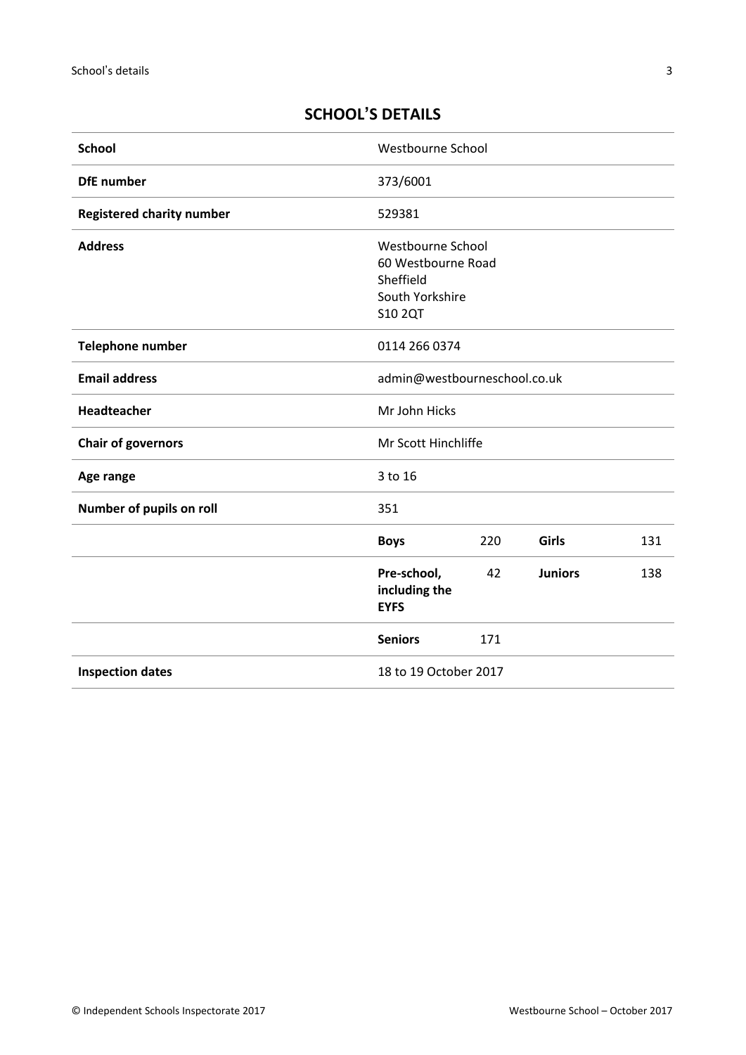## SCHOOL'S DETAILS

| | | | | |
|---|---|---|---|---|
| **School** | Westbourne School | | | |
| **DfE number** | 373/6001 | | | |
| **Registered charity number** | 529381 | | | |
| **Address** | Westbourne School<br>60 Westbourne Road<br>Sheffield<br>South Yorkshire<br>S10 2QT | | | |
| **Telephone number** | 0114 266 0374 | | | |
| **Email address** | admin@westbourneschool.co.uk | | | |
| **Headteacher** | Mr John Hicks | | | |
| **Chair of governors** | Mr Scott Hinchliffe | | | |
| **Age range** | 3 to 16 | | | |
| **Number of pupils on roll** | 351 | | | |
| | **Boys** | 220 | **Girls** | 131 |
| | **Pre-school, including the EYFS** | 42 | **Juniors** | 138 |
| | **Seniors** | 171 | | |
| **Inspection dates** | 18 to 19 October 2017 | | | |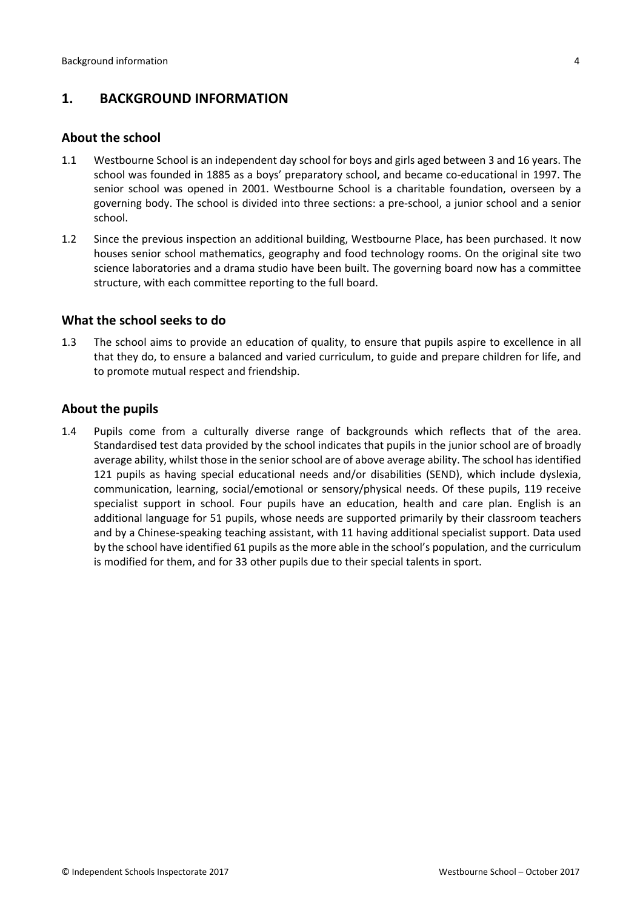## 1. BACKGROUND INFORMATION

### About the school

1.1 Westbourne School is an independent day school for boys and girls aged between 3 and 16 years. The school was founded in 1885 as a boys' preparatory school, and became co-educational in 1997. The senior school was opened in 2001. Westbourne School is a charitable foundation, overseen by a governing body. The school is divided into three sections: a pre-school, a junior school and a senior school.

1.2 Since the previous inspection an additional building, Westbourne Place, has been purchased. It now houses senior school mathematics, geography and food technology rooms. On the original site two science laboratories and a drama studio have been built. The governing board now has a committee structure, with each committee reporting to the full board.

### What the school seeks to do

1.3 The school aims to provide an education of quality, to ensure that pupils aspire to excellence in all that they do, to ensure a balanced and varied curriculum, to guide and prepare children for life, and to promote mutual respect and friendship.

### About the pupils

1.4 Pupils come from a culturally diverse range of backgrounds which reflects that of the area. Standardised test data provided by the school indicates that pupils in the junior school are of broadly average ability, whilst those in the senior school are of above average ability. The school has identified 121 pupils as having special educational needs and/or disabilities (SEND), which include dyslexia, communication, learning, social/emotional or sensory/physical needs. Of these pupils, 119 receive specialist support in school. Four pupils have an education, health and care plan. English is an additional language for 51 pupils, whose needs are supported primarily by their classroom teachers and by a Chinese-speaking teaching assistant, with 11 having additional specialist support. Data used by the school have identified 61 pupils as the more able in the school's population, and the curriculum is modified for them, and for 33 other pupils due to their special talents in sport.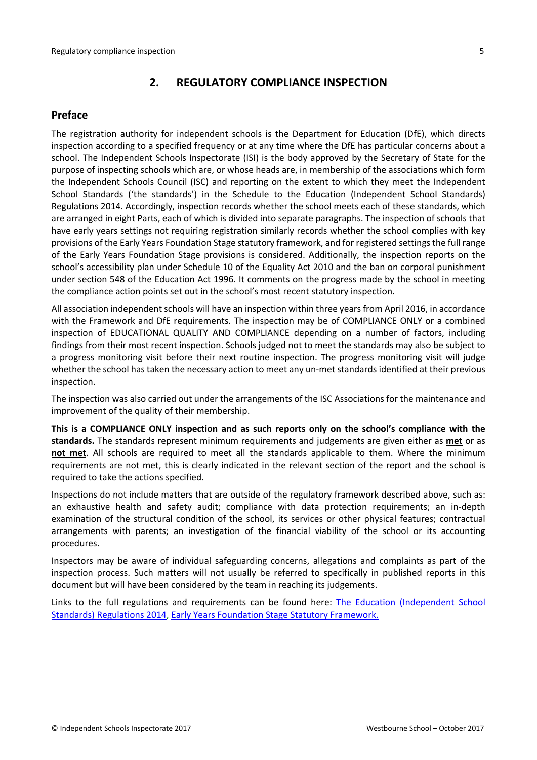## 2. REGULATORY COMPLIANCE INSPECTION

### Preface

The registration authority for independent schools is the Department for Education (DfE), which directs inspection according to a specified frequency or at any time where the DfE has particular concerns about a school. The Independent Schools Inspectorate (ISI) is the body approved by the Secretary of State for the purpose of inspecting schools which are, or whose heads are, in membership of the associations which form the Independent Schools Council (ISC) and reporting on the extent to which they meet the Independent School Standards ('the standards') in the Schedule to the Education (Independent School Standards) Regulations 2014. Accordingly, inspection records whether the school meets each of these standards, which are arranged in eight Parts, each of which is divided into separate paragraphs. The inspection of schools that have early years settings not requiring registration similarly records whether the school complies with key provisions of the Early Years Foundation Stage statutory framework, and for registered settings the full range of the Early Years Foundation Stage provisions is considered. Additionally, the inspection reports on the school's accessibility plan under Schedule 10 of the Equality Act 2010 and the ban on corporal punishment under section 548 of the Education Act 1996. It comments on the progress made by the school in meeting the compliance action points set out in the school's most recent statutory inspection.

All association independent schools will have an inspection within three years from April 2016, in accordance with the Framework and DfE requirements. The inspection may be of COMPLIANCE ONLY or a combined inspection of EDUCATIONAL QUALITY AND COMPLIANCE depending on a number of factors, including findings from their most recent inspection. Schools judged not to meet the standards may also be subject to a progress monitoring visit before their next routine inspection. The progress monitoring visit will judge whether the school has taken the necessary action to meet any un-met standards identified at their previous inspection.

The inspection was also carried out under the arrangements of the ISC Associations for the maintenance and improvement of the quality of their membership.

**This is a COMPLIANCE ONLY inspection and as such reports only on the school's compliance with the standards.** The standards represent minimum requirements and judgements are given either as **met** or as **not met**. All schools are required to meet all the standards applicable to them. Where the minimum requirements are not met, this is clearly indicated in the relevant section of the report and the school is required to take the actions specified.

Inspections do not include matters that are outside of the regulatory framework described above, such as: an exhaustive health and safety audit; compliance with data protection requirements; an in-depth examination of the structural condition of the school, its services or other physical features; contractual arrangements with parents; an investigation of the financial viability of the school or its accounting procedures.

Inspectors may be aware of individual safeguarding concerns, allegations and complaints as part of the inspection process. Such matters will not usually be referred to specifically in published reports in this document but will have been considered by the team in reaching its judgements.

Links to the full regulations and requirements can be found here: The Education (Independent School Standards) Regulations 2014, Early Years Foundation Stage Statutory Framework.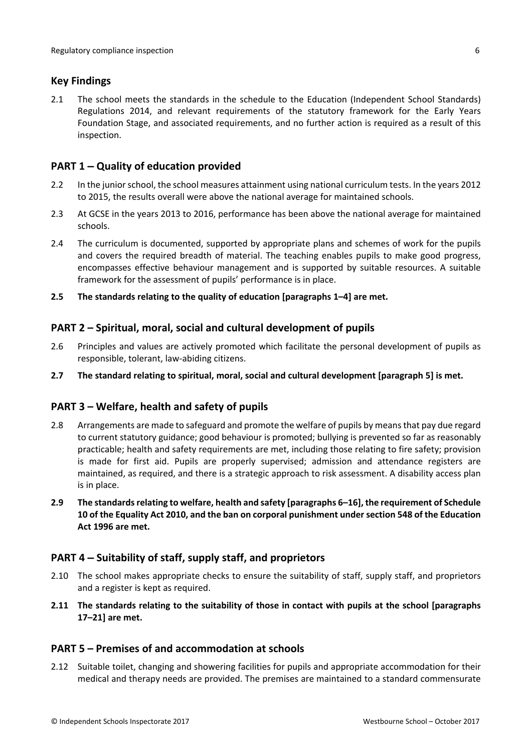## Key Findings

2.1 The school meets the standards in the schedule to the Education (Independent School Standards) Regulations 2014, and relevant requirements of the statutory framework for the Early Years Foundation Stage, and associated requirements, and no further action is required as a result of this inspection.

## PART 1 – Quality of education provided

2.2 In the junior school, the school measures attainment using national curriculum tests. In the years 2012 to 2015, the results overall were above the national average for maintained schools.

2.3 At GCSE in the years 2013 to 2016, performance has been above the national average for maintained schools.

2.4 The curriculum is documented, supported by appropriate plans and schemes of work for the pupils and covers the required breadth of material. The teaching enables pupils to make good progress, encompasses effective behaviour management and is supported by suitable resources. A suitable framework for the assessment of pupils' performance is in place.

**2.5 The standards relating to the quality of education [paragraphs 1–4] are met.**

## PART 2 – Spiritual, moral, social and cultural development of pupils

2.6 Principles and values are actively promoted which facilitate the personal development of pupils as responsible, tolerant, law-abiding citizens.

**2.7 The standard relating to spiritual, moral, social and cultural development [paragraph 5] is met.**

## PART 3 – Welfare, health and safety of pupils

2.8 Arrangements are made to safeguard and promote the welfare of pupils by means that pay due regard to current statutory guidance; good behaviour is promoted; bullying is prevented so far as reasonably practicable; health and safety requirements are met, including those relating to fire safety; provision is made for first aid. Pupils are properly supervised; admission and attendance registers are maintained, as required, and there is a strategic approach to risk assessment. A disability access plan is in place.

**2.9 The standards relating to welfare, health and safety [paragraphs 6–16], the requirement of Schedule 10 of the Equality Act 2010, and the ban on corporal punishment under section 548 of the Education Act 1996 are met.**

## PART 4 – Suitability of staff, supply staff, and proprietors

2.10 The school makes appropriate checks to ensure the suitability of staff, supply staff, and proprietors and a register is kept as required.

**2.11 The standards relating to the suitability of those in contact with pupils at the school [paragraphs 17–21] are met.**

## PART 5 – Premises of and accommodation at schools

2.12 Suitable toilet, changing and showering facilities for pupils and appropriate accommodation for their medical and therapy needs are provided. The premises are maintained to a standard commensurate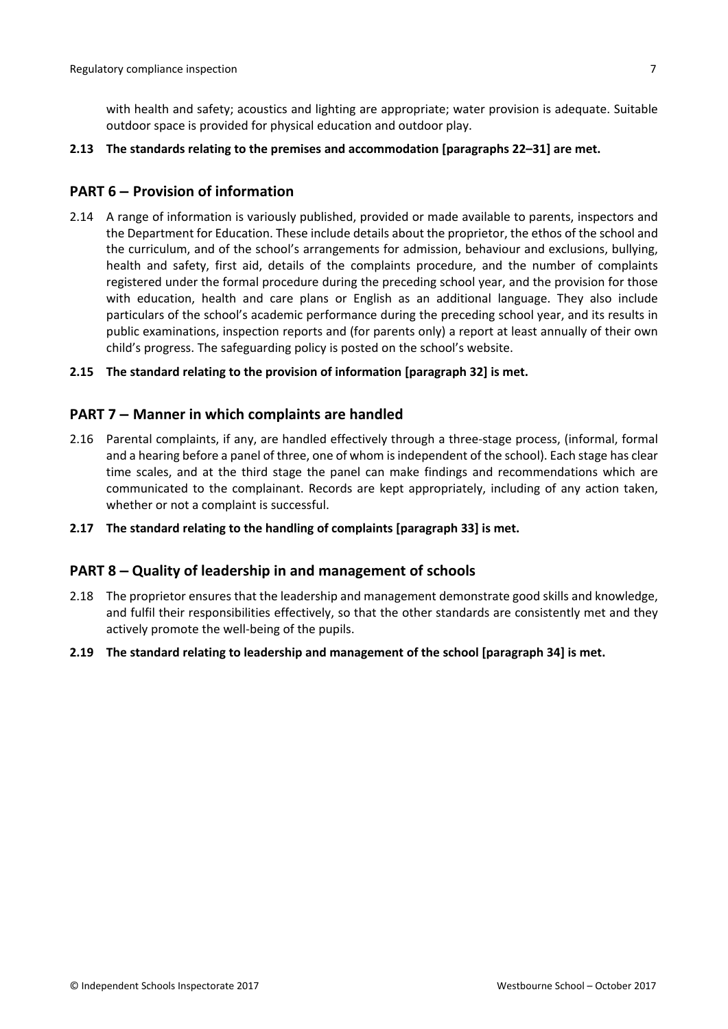with health and safety; acoustics and lighting are appropriate; water provision is adequate. Suitable outdoor space is provided for physical education and outdoor play.

**2.13 The standards relating to the premises and accommodation [paragraphs 22–31] are met.**

## PART 6 – Provision of information

2.14 A range of information is variously published, provided or made available to parents, inspectors and the Department for Education. These include details about the proprietor, the ethos of the school and the curriculum, and of the school's arrangements for admission, behaviour and exclusions, bullying, health and safety, first aid, details of the complaints procedure, and the number of complaints registered under the formal procedure during the preceding school year, and the provision for those with education, health and care plans or English as an additional language. They also include particulars of the school's academic performance during the preceding school year, and its results in public examinations, inspection reports and (for parents only) a report at least annually of their own child's progress. The safeguarding policy is posted on the school's website.

**2.15 The standard relating to the provision of information [paragraph 32] is met.**

## PART 7 – Manner in which complaints are handled

2.16 Parental complaints, if any, are handled effectively through a three-stage process, (informal, formal and a hearing before a panel of three, one of whom is independent of the school). Each stage has clear time scales, and at the third stage the panel can make findings and recommendations which are communicated to the complainant. Records are kept appropriately, including of any action taken, whether or not a complaint is successful.

**2.17 The standard relating to the handling of complaints [paragraph 33] is met.**

## PART 8 – Quality of leadership in and management of schools

2.18 The proprietor ensures that the leadership and management demonstrate good skills and knowledge, and fulfil their responsibilities effectively, so that the other standards are consistently met and they actively promote the well-being of the pupils.

**2.19 The standard relating to leadership and management of the school [paragraph 34] is met.**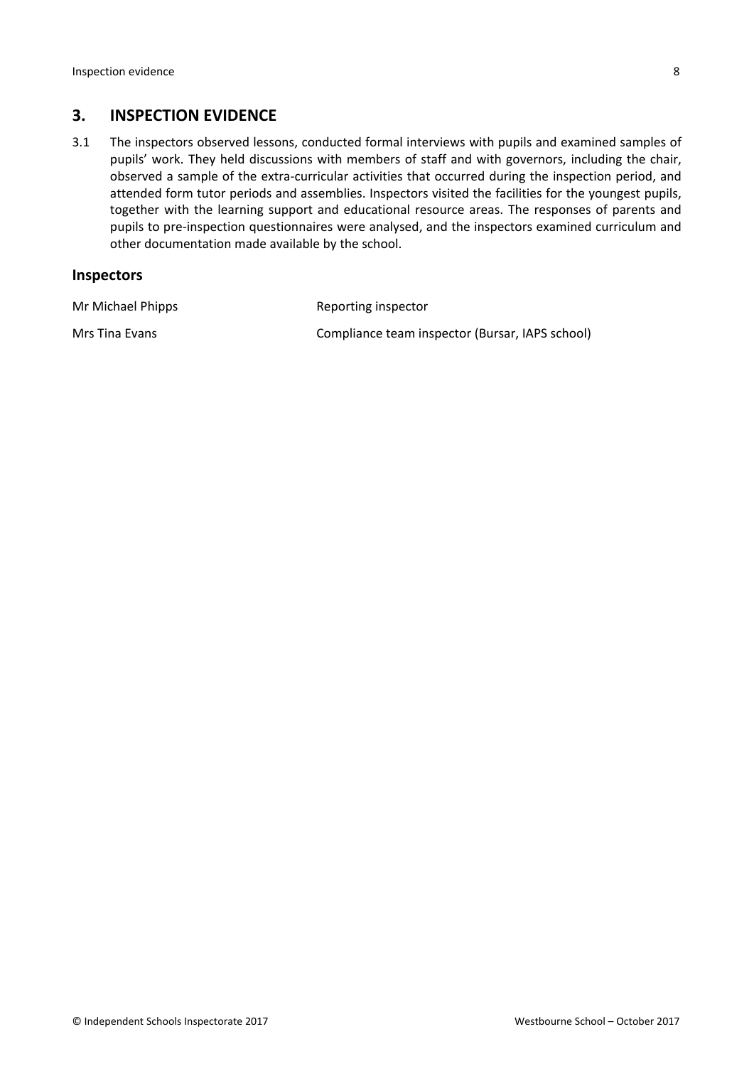## 3. INSPECTION EVIDENCE

3.1 The inspectors observed lessons, conducted formal interviews with pupils and examined samples of pupils' work. They held discussions with members of staff and with governors, including the chair, observed a sample of the extra-curricular activities that occurred during the inspection period, and attended form tutor periods and assemblies. Inspectors visited the facilities for the youngest pupils, together with the learning support and educational resource areas. The responses of parents and pupils to pre-inspection questionnaires were analysed, and the inspectors examined curriculum and other documentation made available by the school.

### Inspectors

| | |
|---|---|
| Mr Michael Phipps | Reporting inspector |
| Mrs Tina Evans | Compliance team inspector (Bursar, IAPS school) |